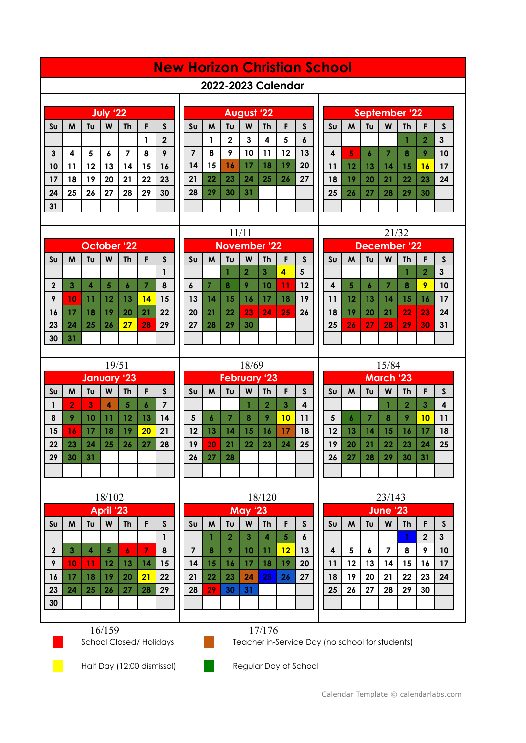# New Horizon Christian School

## 2022-2023 Calendar

### July '22

| Su | M | Tu | W | Th | F | S |
|---|---|---|---|---|---|---|
| | | | | | 1 | 2 |
| 3 | 4 | 5 | 6 | 7 | 8 | 9 |
| 10 | 11 | 12 | 13 | 14 | 15 | 16 |
| 17 | 18 | 19 | 20 | 21 | 22 | 23 |
| 24 | 25 | 26 | 27 | 28 | 29 | 30 |
| 31 | | | | | | |

### August '22

| Su | M | Tu | W | Th | F | S |
|---|---|---|---|---|---|---|
| | 1 | 2 | 3 | 4 | 5 | 6 |
| 7 | 8 | 9 | 10 | 11 | 12 | 13 |
| 14 | 15 | 16 | 17 | 18 | 19 | 20 |
| 21 | 22 | 23 | 24 | 25 | 26 | 27 |
| 28 | 29 | 30 | 31 | | | |

### September '22

| Su | M | Tu | W | Th | F | S |
|---|---|---|---|---|---|---|
| | | | | 1 | 2 | 3 |
| 4 | 5 | 6 | 7 | 8 | 9 | 10 |
| 11 | 12 | 13 | 14 | 15 | 16 | 17 |
| 18 | 19 | 20 | 21 | 22 | 23 | 24 |
| 25 | 26 | 27 | 28 | 29 | 30 | |

### October '22

| Su | M | Tu | W | Th | F | S |
|---|---|---|---|---|---|---|
| | | | | | | 1 |
| 2 | 3 | 4 | 5 | 6 | 7 | 8 |
| 9 | 10 | 11 | 12 | 13 | 14 | 15 |
| 16 | 17 | 18 | 19 | 20 | 21 | 22 |
| 23 | 24 | 25 | 26 | 27 | 28 | 29 |
| 30 | 31 | | | | | |

11/11

### November '22

| Su | M | Tu | W | Th | F | S |
|---|---|---|---|---|---|---|
| | | 1 | 2 | 3 | 4 | 5 |
| 6 | 7 | 8 | 9 | 10 | 11 | 12 |
| 13 | 14 | 15 | 16 | 17 | 18 | 19 |
| 20 | 21 | 22 | 23 | 24 | 25 | 26 |
| 27 | 28 | 29 | 30 | | | |

21/32

### December '22

| Su | M | Tu | W | Th | F | S |
|---|---|---|---|---|---|---|
| | | | | 1 | 2 | 3 |
| 4 | 5 | 6 | 7 | 8 | 9 | 10 |
| 11 | 12 | 13 | 14 | 15 | 16 | 17 |
| 18 | 19 | 20 | 21 | 22 | 23 | 24 |
| 25 | 26 | 27 | 28 | 29 | 30 | 31 |

19/51

### January '23

| Su | M | Tu | W | Th | F | S |
|---|---|---|---|---|---|---|
| 1 | 2 | 3 | 4 | 5 | 6 | 7 |
| 8 | 9 | 10 | 11 | 12 | 13 | 14 |
| 15 | 16 | 17 | 18 | 19 | 20 | 21 |
| 22 | 23 | 24 | 25 | 26 | 27 | 28 |
| 29 | 30 | 31 | | | | |

18/69

### February '23

| Su | M | Tu | W | Th | F | S |
|---|---|---|---|---|---|---|
| | | | 1 | 2 | 3 | 4 |
| 5 | 6 | 7 | 8 | 9 | 10 | 11 |
| 12 | 13 | 14 | 15 | 16 | 17 | 18 |
| 19 | 20 | 21 | 22 | 23 | 24 | 25 |
| 26 | 27 | 28 | | | | |

15/84

### March '23

| Su | M | Tu | W | Th | F | S |
|---|---|---|---|---|---|---|
| | | | 1 | 2 | 3 | 4 |
| 5 | 6 | 7 | 8 | 9 | 10 | 11 |
| 12 | 13 | 14 | 15 | 16 | 17 | 18 |
| 19 | 20 | 21 | 22 | 23 | 24 | 25 |
| 26 | 27 | 28 | 29 | 30 | 31 | |

18/102

### April '23

| Su | M | Tu | W | Th | F | S |
|---|---|---|---|---|---|---|
| | | | | | | 1 |
| 2 | 3 | 4 | 5 | 6 | 7 | 8 |
| 9 | 10 | 11 | 12 | 13 | 14 | 15 |
| 16 | 17 | 18 | 19 | 20 | 21 | 22 |
| 23 | 24 | 25 | 26 | 27 | 28 | 29 |
| 30 | | | | | | |

18/120

### May '23

| Su | M | Tu | W | Th | F | S |
|---|---|---|---|---|---|---|
| | 1 | 2 | 3 | 4 | 5 | 6 |
| 7 | 8 | 9 | 10 | 11 | 12 | 13 |
| 14 | 15 | 16 | 17 | 18 | 19 | 20 |
| 21 | 22 | 23 | 24 | 25 | 26 | 27 |
| 28 | 29 | 30 | 31 | | | |

23/143

### June '23

| Su | M | Tu | W | Th | F | S |
|---|---|---|---|---|---|---|
| | | | | 1 | 2 | 3 |
| 4 | 5 | 6 | 7 | 8 | 9 | 10 |
| 11 | 12 | 13 | 14 | 15 | 16 | 17 |
| 18 | 19 | 20 | 21 | 22 | 23 | 24 |
| 25 | 26 | 27 | 28 | 29 | 30 | |

16/159

17/176

- School Closed/ Holidays
- Teacher in-Service Day (no school for students)
- Half Day (12:00 dismissal)
- Regular Day of School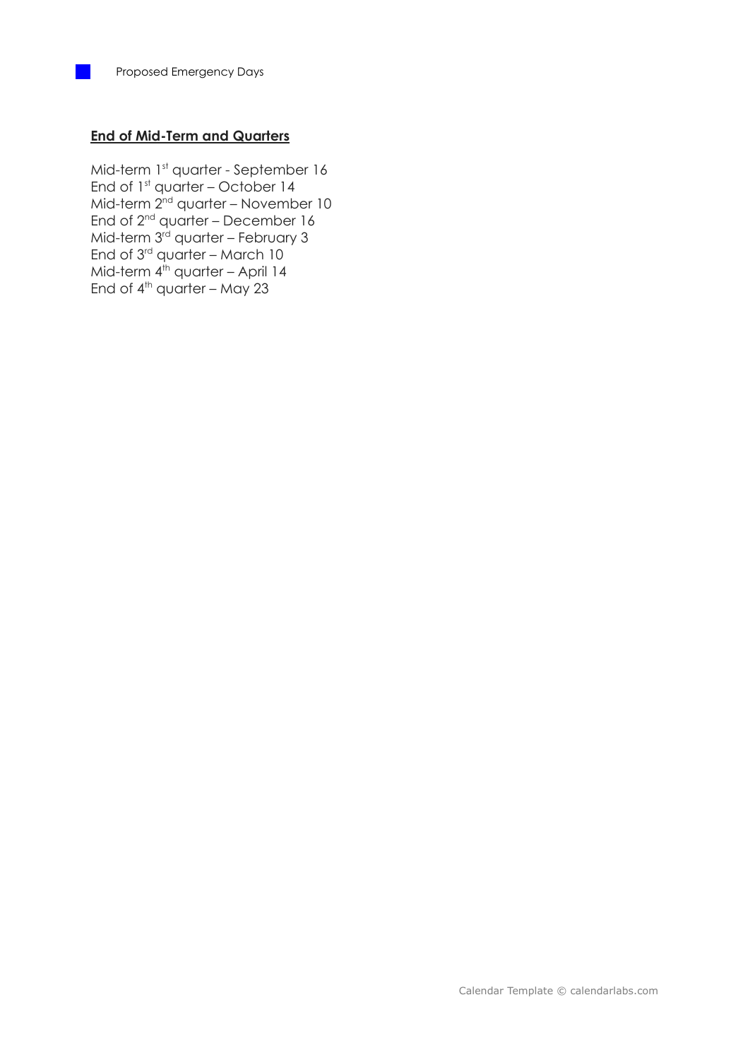Proposed Emergency Days

**End of Mid-Term and Quarters**

Mid-term 1st quarter - September 16
End of 1st quarter – October 14
Mid-term 2nd quarter – November 10
End of 2nd quarter – December 16
Mid-term 3rd quarter – February 3
End of 3rd quarter – March 10
Mid-term 4th quarter – April 14
End of 4th quarter – May 23